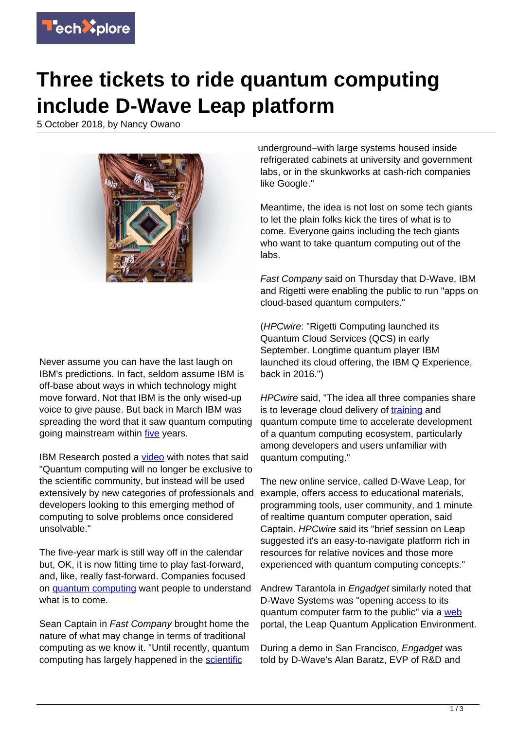# Three tickets to ride quantum computing include D-Wave Leap platform

5 October 2018, by Nancy Owano

Never assume you can have the last laugh on IBM's predictions. In fact, seldom assume IBM is off-base about ways in which technology might move forward. Not that IBM is the only wised-up voice to give pause. But back in March IBM was spreading the word that it saw quantum computing going mainstream within five years.

IBM Research posted a video with notes that said "Quantum computing will no longer be exclusive to the scientific community, but instead will be used extensively by new categories of professionals and developers looking to this emerging method of computing to solve problems once considered unsolvable."

The five-year mark is still way off in the calendar but, OK, it is now fitting time to play fast-forward, and, like, really fast-forward. Companies focused on quantum computing want people to understand what is to come.

Sean Captain in *Fast Company* brought home the nature of what may change in terms of traditional computing as we know it. "Until recently, quantum computing has largely happened in the scientific underground–with large systems housed inside refrigerated cabinets at university and government labs, or in the skunkworks at cash-rich companies like Google."

Meantime, the idea is not lost on some tech giants to let the plain folks kick the tires of what is to come. Everyone gains including the tech giants who want to take quantum computing out of the labs.

*Fast Company* said on Thursday that D-Wave, IBM and Rigetti were enabling the public to run "apps on cloud-based quantum computers."

(*HPCwire*: "Rigetti Computing launched its Quantum Cloud Services (QCS) in early September. Longtime quantum player IBM launched its cloud offering, the IBM Q Experience, back in 2016.")

*HPCwire* said, "The idea all three companies share is to leverage cloud delivery of training and quantum compute time to accelerate development of a quantum computing ecosystem, particularly among developers and users unfamiliar with quantum computing."

The new online service, called D-Wave Leap, for example, offers access to educational materials, programming tools, user community, and 1 minute of realtime quantum computer operation, said Captain. *HPCwire* said its "brief session on Leap suggested it's an easy-to-navigate platform rich in resources for relative novices and those more experienced with quantum computing concepts."

Andrew Tarantola in *Engadget* similarly noted that D-Wave Systems was "opening access to its quantum computer farm to the public" via a web portal, the Leap Quantum Application Environment.

During a demo in San Francisco, *Engadget* was told by D-Wave's Alan Baratz, EVP of R&D and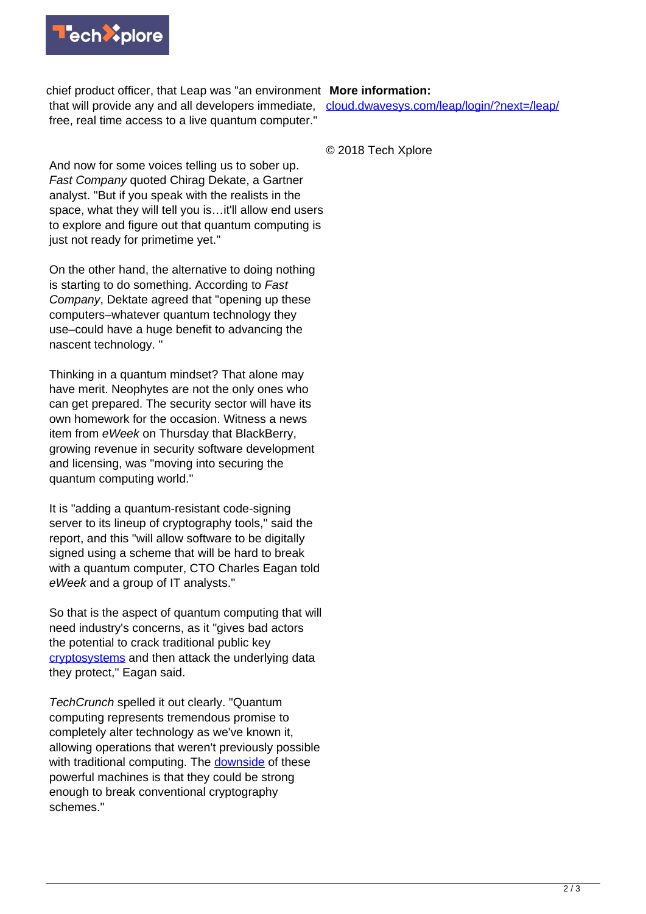chief product officer, that Leap was "an environment that will provide any and all developers immediate, free, real time access to a live quantum computer."

And now for some voices telling us to sober up. *Fast Company* quoted Chirag Dekate, a Gartner analyst. "But if you speak with the realists in the space, what they will tell you is…it'll allow end users to explore and figure out that quantum computing is just not ready for primetime yet."

On the other hand, the alternative to doing nothing is starting to do something. According to *Fast Company*, Dektate agreed that "opening up these computers–whatever quantum technology they use–could have a huge benefit to advancing the nascent technology. "

Thinking in a quantum mindset? That alone may have merit. Neophytes are not the only ones who can get prepared. The security sector will have its own homework for the occasion. Witness a news item from *eWeek* on Thursday that BlackBerry, growing revenue in security software development and licensing, was "moving into securing the quantum computing world."

It is "adding a quantum-resistant code-signing server to its lineup of cryptography tools," said the report, and this "will allow software to be digitally signed using a scheme that will be hard to break with a quantum computer, CTO Charles Eagan told *eWeek* and a group of IT analysts."

So that is the aspect of quantum computing that will need industry's concerns, as it "gives bad actors the potential to crack traditional public key cryptosystems and then attack the underlying data they protect," Eagan said.

*TechCrunch* spelled it out clearly. "Quantum computing represents tremendous promise to completely alter technology as we've known it, allowing operations that weren't previously possible with traditional computing. The downside of these powerful machines is that they could be strong enough to break conventional cryptography schemes."

**More information:** cloud.dwavesys.com/leap/login/?next=/leap/

© 2018 Tech Xplore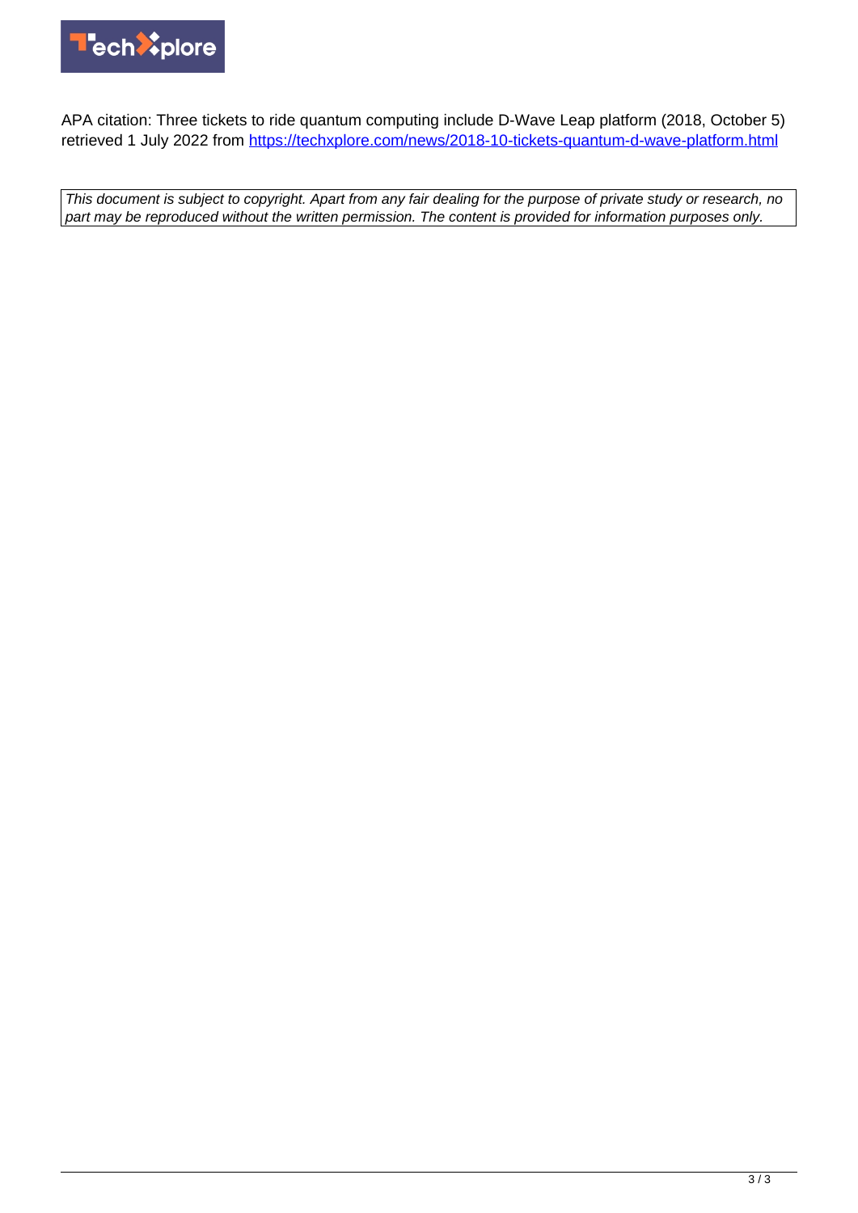APA citation: Three tickets to ride quantum computing include D-Wave Leap platform (2018, October 5) retrieved 1 July 2022 from https://techxplore.com/news/2018-10-tickets-quantum-d-wave-platform.html

*This document is subject to copyright. Apart from any fair dealing for the purpose of private study or research, no part may be reproduced without the written permission. The content is provided for information purposes only.*